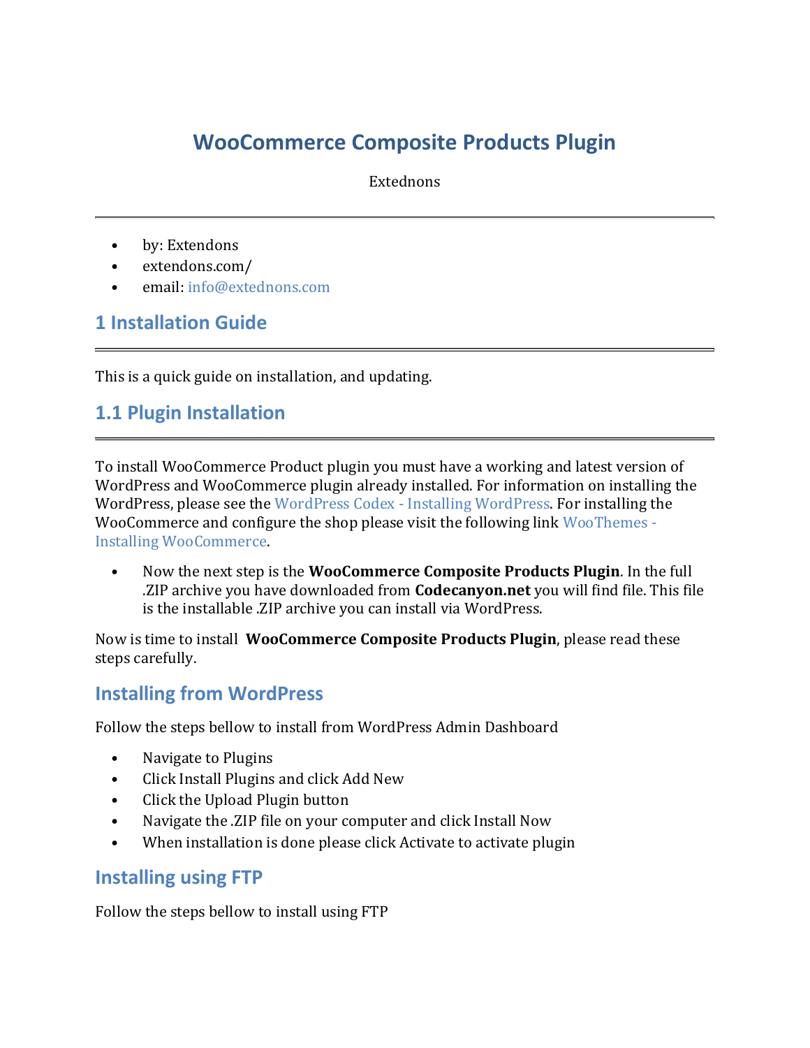# WooCommerce Composite Products Plugin

Extednons

---

- by: Extendons
- extendons.com/
- email: info@extednons.com

## 1 Installation Guide

This is a quick guide on installation, and updating.

## 1.1 Plugin Installation

To install WooCommerce Product plugin you must have a working and latest version of WordPress and WooCommerce plugin already installed. For information on installing the WordPress, please see the WordPress Codex - Installing WordPress. For installing the WooCommerce and configure the shop please visit the following link WooThemes - Installing WooCommerce.

- Now the next step is the **WooCommerce Composite Products Plugin**. In the full .ZIP archive you have downloaded from **Codecanyon.net** you will find file. This file is the installable .ZIP archive you can install via WordPress.

Now is time to install **WooCommerce Composite Products Plugin**, please read these steps carefully.

### Installing from WordPress

Follow the steps bellow to install from WordPress Admin Dashboard

- Navigate to Plugins
- Click Install Plugins and click Add New
- Click the Upload Plugin button
- Navigate the .ZIP file on your computer and click Install Now
- When installation is done please click Activate to activate plugin

### Installing using FTP

Follow the steps bellow to install using FTP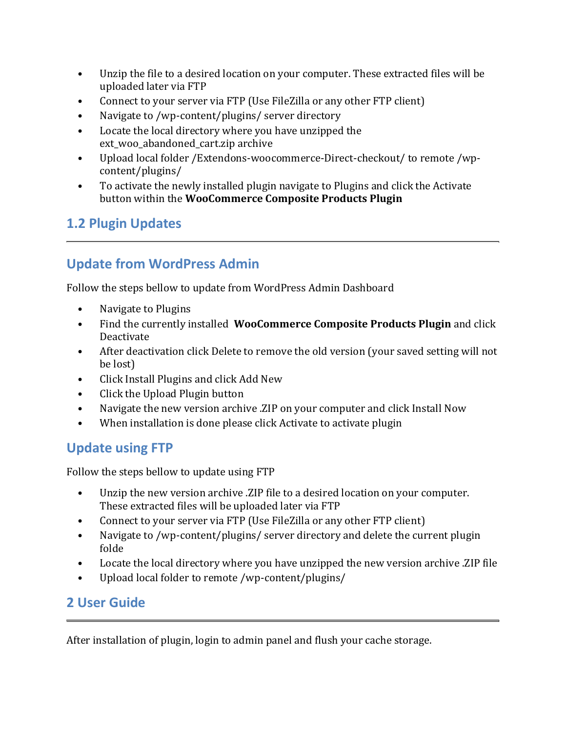- Unzip the file to a desired location on your computer. These extracted files will be uploaded later via FTP
- Connect to your server via FTP (Use FileZilla or any other FTP client)
- Navigate to /wp-content/plugins/ server directory
- Locate the local directory where you have unzipped the ext_woo_abandoned_cart.zip archive
- Upload local folder /Extendons-woocommerce-Direct-checkout/ to remote /wp-content/plugins/
- To activate the newly installed plugin navigate to Plugins and click the Activate button within the **WooCommerce Composite Products Plugin**

## 1.2 Plugin Updates

### Update from WordPress Admin

Follow the steps bellow to update from WordPress Admin Dashboard

- Navigate to Plugins
- Find the currently installed **WooCommerce Composite Products Plugin** and click Deactivate
- After deactivation click Delete to remove the old version (your saved setting will not be lost)
- Click Install Plugins and click Add New
- Click the Upload Plugin button
- Navigate the new version archive .ZIP on your computer and click Install Now
- When installation is done please click Activate to activate plugin

### Update using FTP

Follow the steps bellow to update using FTP

- Unzip the new version archive .ZIP file to a desired location on your computer. These extracted files will be uploaded later via FTP
- Connect to your server via FTP (Use FileZilla or any other FTP client)
- Navigate to /wp-content/plugins/ server directory and delete the current plugin folde
- Locate the local directory where you have unzipped the new version archive .ZIP file
- Upload local folder to remote /wp-content/plugins/

## 2 User Guide

After installation of plugin, login to admin panel and flush your cache storage.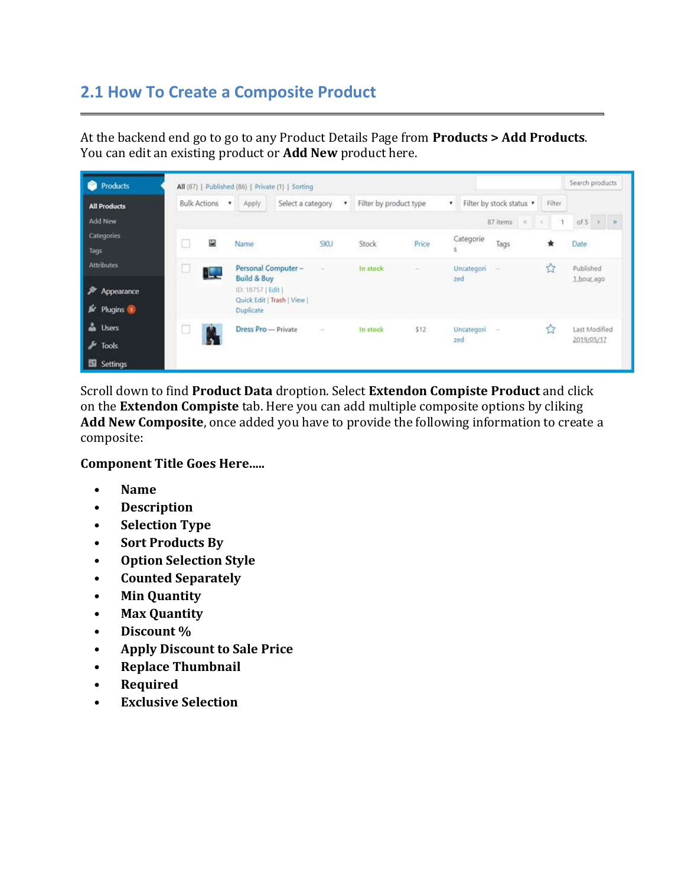## 2.1 How To Create a Composite Product

At the backend end go to go to any Product Details Page from **Products > Add Products**. You can edit an existing product or **Add New** product here.

Scroll down to find **Product Data** droption. Select **Extendon Compiste Product** and click on the **Extendon Compiste** tab. Here you can add multiple composite options by cliking **Add New Composite**, once added you have to provide the following information to create a composite:

**Component Title Goes Here.....**

- **Name**
- **Description**
- **Selection Type**
- **Sort Products By**
- **Option Selection Style**
- **Counted Separately**
- **Min Quantity**
- **Max Quantity**
- **Discount %**
- **Apply Discount to Sale Price**
- **Replace Thumbnail**
- **Required**
- **Exclusive Selection**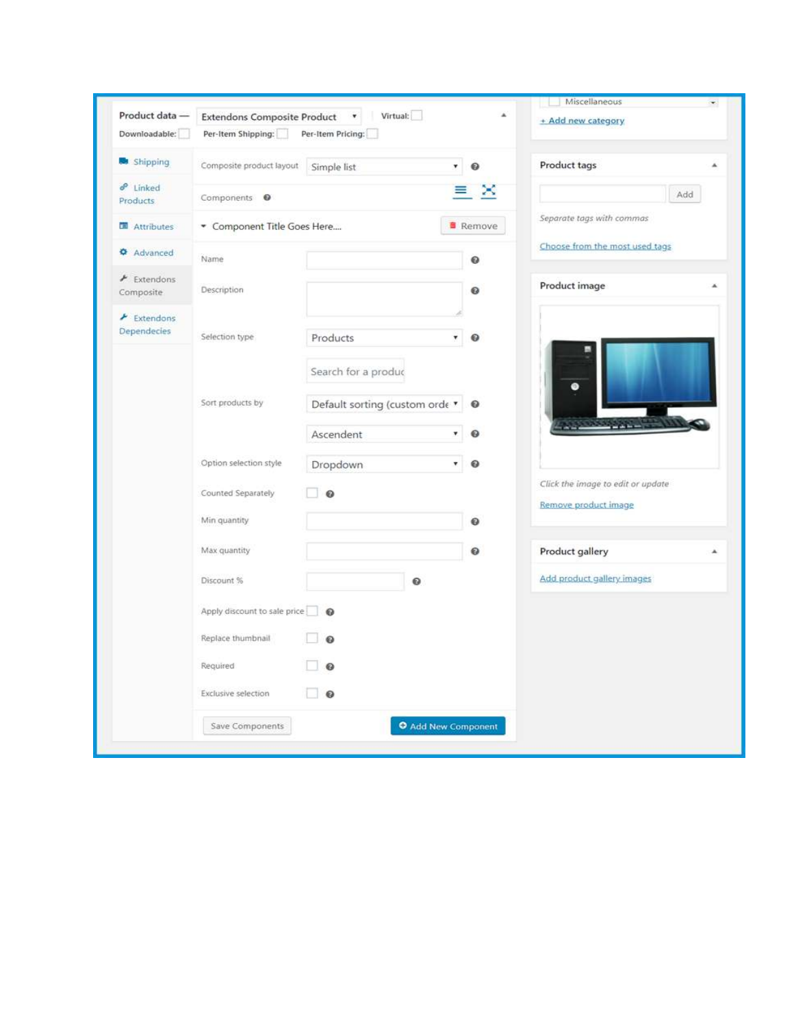Product data — Extendons Composite Product Virtual:

Downloadable: Per-Item Shipping: Per-Item Pricing:

- Shipping
- Linked Products
- Attributes
- Advanced
- Extendons Composite
- Extendons Dependecies

Composite product layout: Simple list

Components

Component Title Goes Here.... Remove

Name

Description

Selection type: Products

Search for a produc

Sort products by: Default sorting (custom orde

Ascendent

Option selection style: Dropdown

Counted Separately

Min quantity

Max quantity

Discount %

Apply discount to sale price

Replace thumbnail

Required

Exclusive selection

Save Components

Add New Component

Miscellaneous

+ Add new category

**Product tags**

Add

*Separate tags with commas*

Choose from the most used tags

**Product image**

*Click the image to edit or update*

Remove product image

**Product gallery**

Add product gallery images